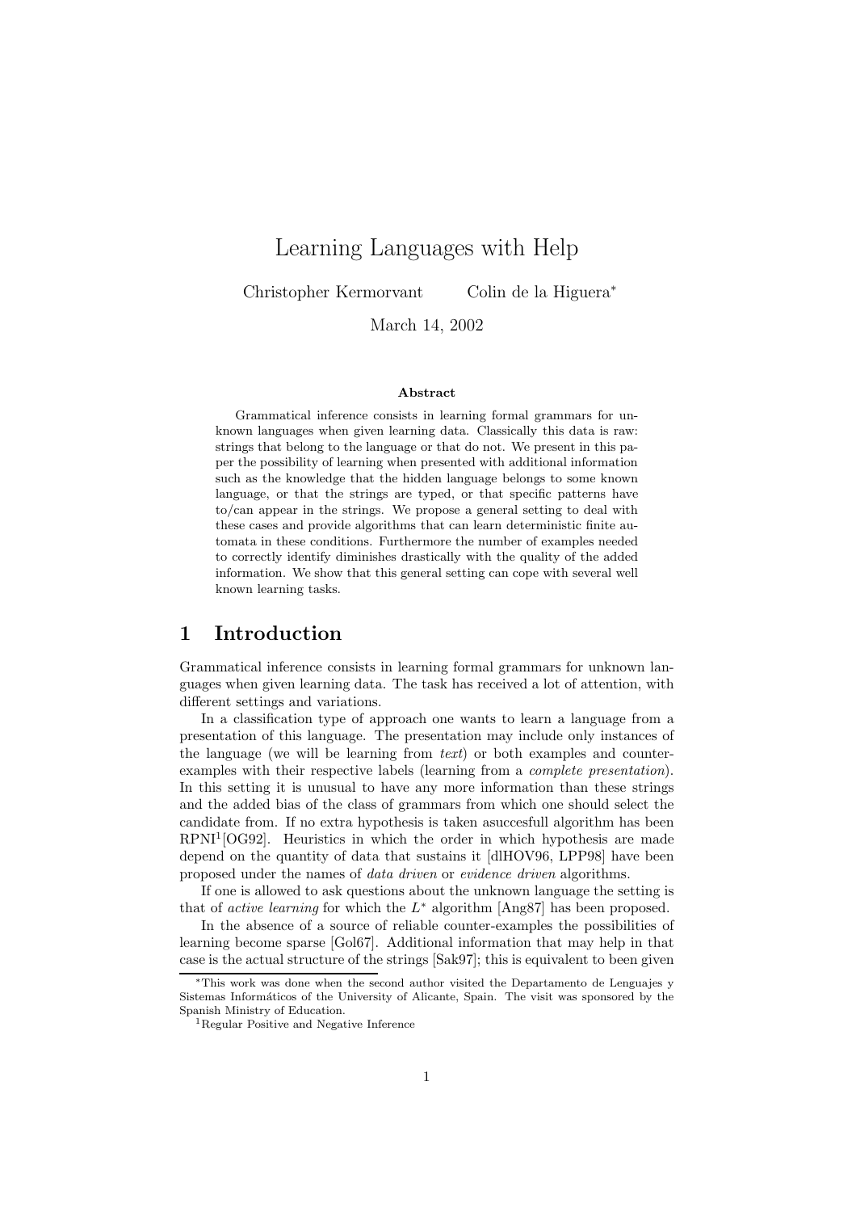# Learning Languages with Help

Christopher Kermorvant     Colin de la Higuera*

March 14, 2002

**Abstract**

Grammatical inference consists in learning formal grammars for unknown languages when given learning data. Classically this data is raw: strings that belong to the language or that do not. We present in this paper the possibility of learning when presented with additional information such as the knowledge that the hidden language belongs to some known language, or that the strings are typed, or that specific patterns have to/can appear in the strings. We propose a general setting to deal with these cases and provide algorithms that can learn deterministic finite automata in these conditions. Furthermore the number of examples needed to correctly identify diminishes drastically with the quality of the added information. We show that this general setting can cope with several well known learning tasks.

## 1 Introduction

Grammatical inference consists in learning formal grammars for unknown languages when given learning data. The task has received a lot of attention, with different settings and variations.

In a classification type of approach one wants to learn a language from a presentation of this language. The presentation may include only instances of the language (we will be learning from *text*) or both examples and counter-examples with their respective labels (learning from a *complete presentation*). In this setting it is unusual to have any more information than these strings and the added bias of the class of grammars from which one should select the candidate from. If no extra hypothesis is taken asuccesfull algorithm has been RPNI[1][OG92]. Heuristics in which the order in which hypothesis are made depend on the quantity of data that sustains it [dlHOV96, LPP98] have been proposed under the names of *data driven* or *evidence driven* algorithms.

If one is allowed to ask questions about the unknown language the setting is that of *active learning* for which the $L^*$ algorithm [Ang87] has been proposed.

In the absence of a source of reliable counter-examples the possibilities of learning become sparse [Gol67]. Additional information that may help in that case is the actual structure of the strings [Sak97]; this is equivalent to been given

---

*This work was done when the second author visited the Departamento de Lenguajes y Sistemas Informáticos of the University of Alicante, Spain. The visit was sponsored by the Spanish Ministry of Education.

[1] Regular Positive and Negative Inference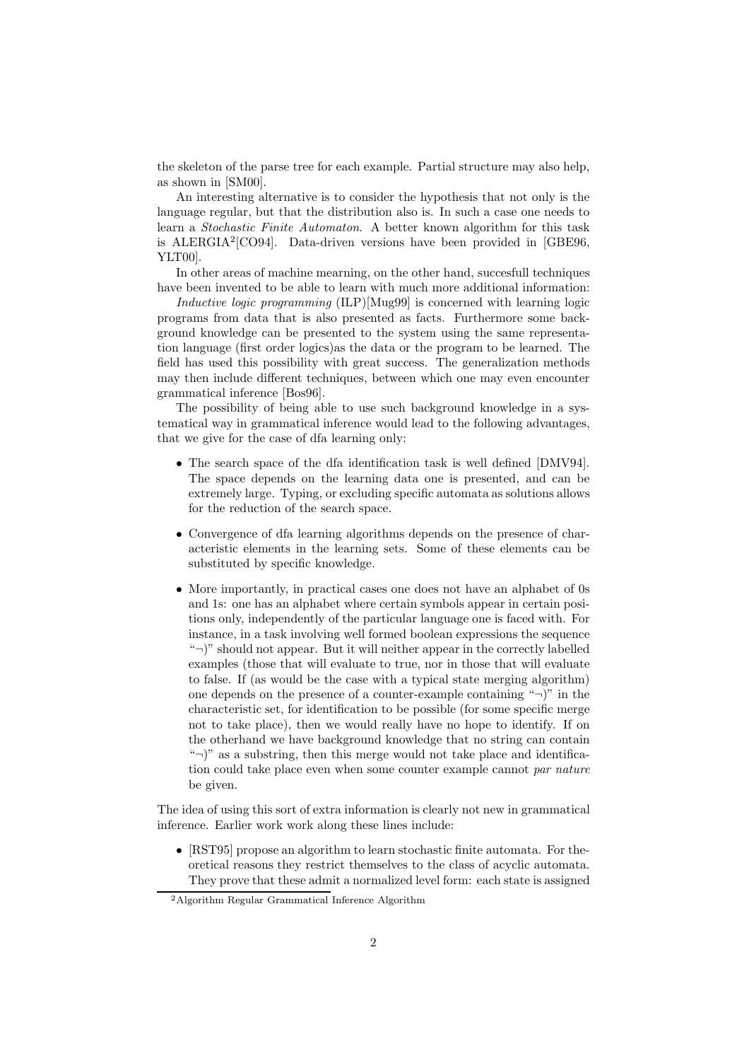the skeleton of the parse tree for each example. Partial structure may also help, as shown in [SM00].

An interesting alternative is to consider the hypothesis that not only is the language regular, but that the distribution also is. In such a case one needs to learn a *Stochastic Finite Automaton*. A better known algorithm for this task is ALERGIA[2][CO94]. Data-driven versions have been provided in [GBE96, YLT00].

In other areas of machine mearning, on the other hand, succesfull techniques have been invented to be able to learn with much more additional information:

*Inductive logic programming* (ILP)[Mug99] is concerned with learning logic programs from data that is also presented as facts. Furthermore some background knowledge can be presented to the system using the same representation language (first order logics)as the data or the program to be learned. The field has used this possibility with great success. The generalization methods may then include different techniques, between which one may even encounter grammatical inference [Bos96].

The possibility of being able to use such background knowledge in a systematical way in grammatical inference would lead to the following advantages, that we give for the case of dfa learning only:

- The search space of the dfa identification task is well defined [DMV94]. The space depends on the learning data one is presented, and can be extremely large. Typing, or excluding specific automata as solutions allows for the reduction of the search space.
- Convergence of dfa learning algorithms depends on the presence of characteristic elements in the learning sets. Some of these elements can be substituted by specific knowledge.
- More importantly, in practical cases one does not have an alphabet of 0s and 1s: one has an alphabet where certain symbols appear in certain positions only, independently of the particular language one is faced with. For instance, in a task involving well formed boolean expressions the sequence "$\neg$)" should not appear. But it will neither appear in the correctly labelled examples (those that will evaluate to true, nor in those that will evaluate to false. If (as would be the case with a typical state merging algorithm) one depends on the presence of a counter-example containing "$\neg$)" in the characteristic set, for identification to be possible (for some specific merge not to take place), then we would really have no hope to identify. If on the otherhand we have background knowledge that no string can contain "$\neg$)" as a substring, then this merge would not take place and identification could take place even when some counter example cannot *par nature* be given.

The idea of using this sort of extra information is clearly not new in grammatical inference. Earlier work work along these lines include:

- [RST95] propose an algorithm to learn stochastic finite automata. For theoretical reasons they restrict themselves to the class of acyclic automata. They prove that these admit a normalized level form: each state is assigned

[2] Algorithm Regular Grammatical Inference Algorithm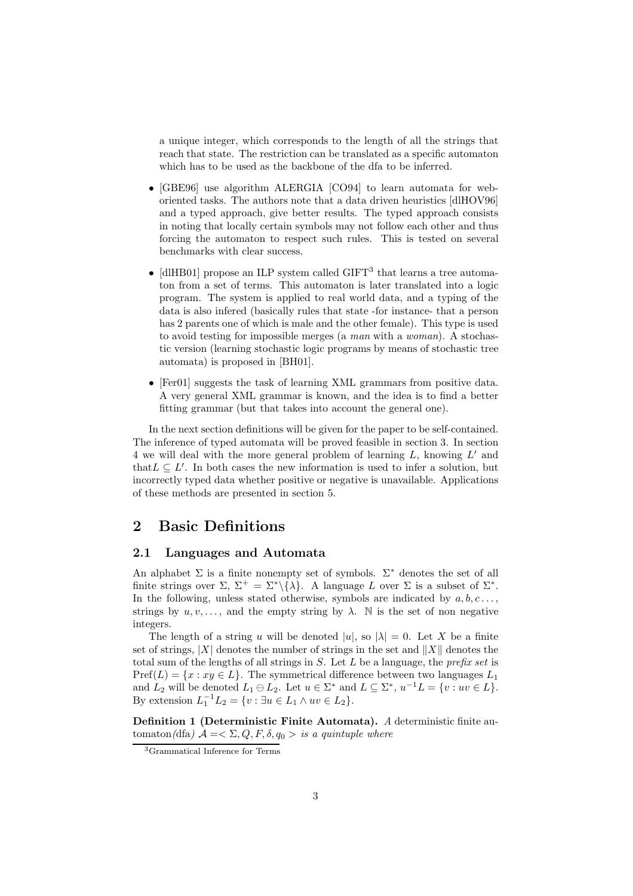a unique integer, which corresponds to the length of all the strings that reach that state. The restriction can be translated as a specific automaton which has to be used as the backbone of the dfa to be inferred.

- [GBE96] use algorithm ALERGIA [CO94] to learn automata for web-oriented tasks. The authors note that a data driven heuristics [dlHOV96] and a typed approach, give better results. The typed approach consists in noting that locally certain symbols may not follow each other and thus forcing the automaton to respect such rules. This is tested on several benchmarks with clear success.
- [dlHB01] propose an ILP system called GIFT[3] that learns a tree automaton from a set of terms. This automaton is later translated into a logic program. The system is applied to real world data, and a typing of the data is also infered (basically rules that state -for instance- that a person has 2 parents one of which is male and the other female). This type is used to avoid testing for impossible merges (a *man* with a *woman*). A stochastic version (learning stochastic logic programs by means of stochastic tree automata) is proposed in [BH01].
- [Fer01] suggests the task of learning XML grammars from positive data. A very general XML grammar is known, and the idea is to find a better fitting grammar (but that takes into account the general one).

In the next section definitions will be given for the paper to be self-contained. The inference of typed automata will be proved feasible in section 3. In section 4 we will deal with the more general problem of learning $L$, knowing $L'$ and that$L \subseteq L'$. In both cases the new information is used to infer a solution, but incorrectly typed data whether positive or negative is unavailable. Applications of these methods are presented in section 5.

## 2 Basic Definitions

### 2.1 Languages and Automata

An alphabet $\Sigma$ is a finite nonempty set of symbols. $\Sigma^*$ denotes the set of all finite strings over $\Sigma$, $\Sigma^+ = \Sigma^* \backslash \{\lambda\}$. A language $L$ over $\Sigma$ is a subset of $\Sigma^*$. In the following, unless stated otherwise, symbols are indicated by $a, b, c \dots$, strings by $u, v, \dots$, and the empty string by $\lambda$. $\mathbb{N}$ is the set of non negative integers.

The length of a string $u$ will be denoted $|u|$, so $|\lambda| = 0$. Let $X$ be a finite set of strings, $|X|$ denotes the number of strings in the set and $\|X\|$ denotes the total sum of the lengths of all strings in $S$. Let $L$ be a language, the *prefix set* is $\text{Pref}(L) = \{x : xy \in L\}$. The symmetrical difference between two languages $L_1$ and $L_2$ will be denoted $L_1 \ominus L_2$. Let $u \in \Sigma^*$ and $L \subseteq \Sigma^*$, $u^{-1}L = \{v : uv \in L\}$. By extension $L_1^{-1}L_2 = \{v : \exists u \in L_1 \wedge uv \in L_2\}$.

**Definition 1 (Deterministic Finite Automata).** *A* deterministic finite automaton*(*dfa*)* $\mathcal{A} =< \Sigma, Q, F, \delta, q_0 >$ *is a quintuple where*

[3] Grammatical Inference for Terms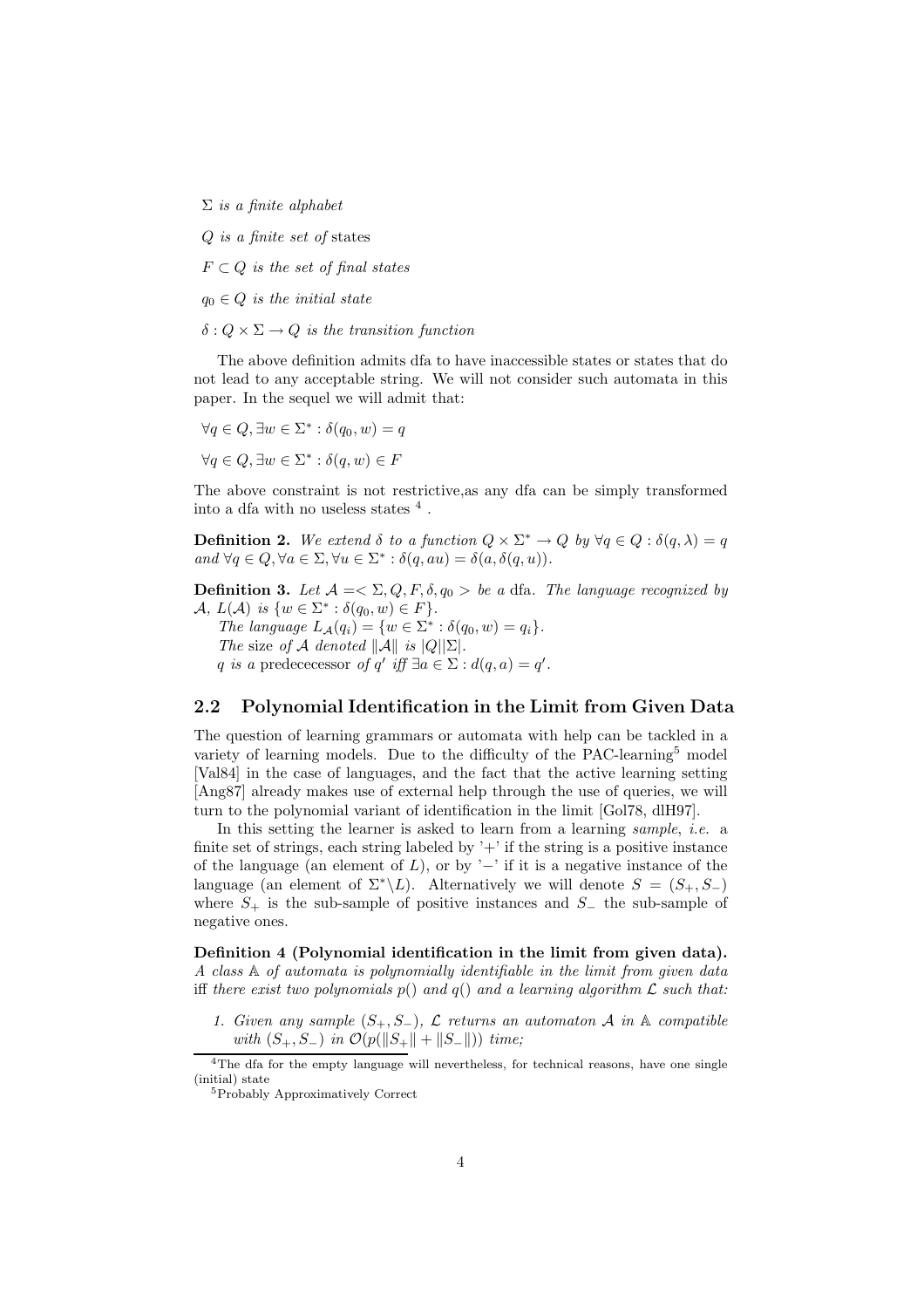$\Sigma$ *is a finite alphabet*

$Q$ *is a finite set of* states

$F \subset Q$ *is the set of final states*

$q_0 \in Q$ *is the initial state*

$\delta : Q \times \Sigma \rightarrow Q$ *is the transition function*

The above definition admits dfa to have inaccessible states or states that do not lead to any acceptable string. We will not consider such automata in this paper. In the sequel we will admit that:

$\forall q \in Q, \exists w \in \Sigma^* : \delta(q_0, w) = q$

$\forall q \in Q, \exists w \in \Sigma^* : \delta(q, w) \in F$

The above constraint is not restrictive,as any dfa can be simply transformed into a dfa with no useless states [4] .

**Definition 2.** *We extend $\delta$ to a function $Q \times \Sigma^* \rightarrow Q$ by $\forall q \in Q : \delta(q, \lambda) = q$ and $\forall q \in Q, \forall a \in \Sigma, \forall u \in \Sigma^* : \delta(q, au) = \delta(a, \delta(q, u))$.*

**Definition 3.** *Let $\mathcal{A} =< \Sigma, Q, F, \delta, q_0 >$ be a* dfa*. The language recognized by $\mathcal{A}$, $L(\mathcal{A})$ is $\{w \in \Sigma^* : \delta(q_0, w) \in F\}$.*

*The language $L_{\mathcal{A}}(q_i) = \{w \in \Sigma^* : \delta(q_0, w) = q_i\}$.*

*The* size *of $\mathcal{A}$ denoted $\|\mathcal{A}\|$ is $|Q||\Sigma|$.*

*$q$ is a* predecececessor *of $q'$ iff $\exists a \in \Sigma : d(q, a) = q'$.*

## 2.2 Polynomial Identification in the Limit from Given Data

The question of learning grammars or automata with help can be tackled in a variety of learning models. Due to the difficulty of the PAC-learning[5] model [Val84] in the case of languages, and the fact that the active learning setting [Ang87] already makes use of external help through the use of queries, we will turn to the polynomial variant of identification in the limit [Gol78, dlH97].

In this setting the learner is asked to learn from a learning *sample*, *i.e.* a finite set of strings, each string labeled by '+' if the string is a positive instance of the language (an element of $L$), or by '$-$' if it is a negative instance of the language (an element of $\Sigma^* \backslash L$). Alternatively we will denote $S = (S_+, S_-)$ where $S_+$ is the sub-sample of positive instances and $S_-$ the sub-sample of negative ones.

**Definition 4 (Polynomial identification in the limit from given data).** *A class $\mathbb{A}$ of automata is polynomially identifiable in the limit from given data* iff *there exist two polynomials $p()$ and $q()$ and a learning algorithm $\mathcal{L}$ such that:*

1. *Given any sample $(S_+, S_-)$, $\mathcal{L}$ returns an automaton $\mathcal{A}$ in $\mathbb{A}$ compatible with $(S_+, S_-)$ in $\mathcal{O}(p(\|S_+\| + \|S_-\|))$ time;*

[4] The dfa for the empty language will nevertheless, for technical reasons, have one single (initial) state

[5] Probably Approximatively Correct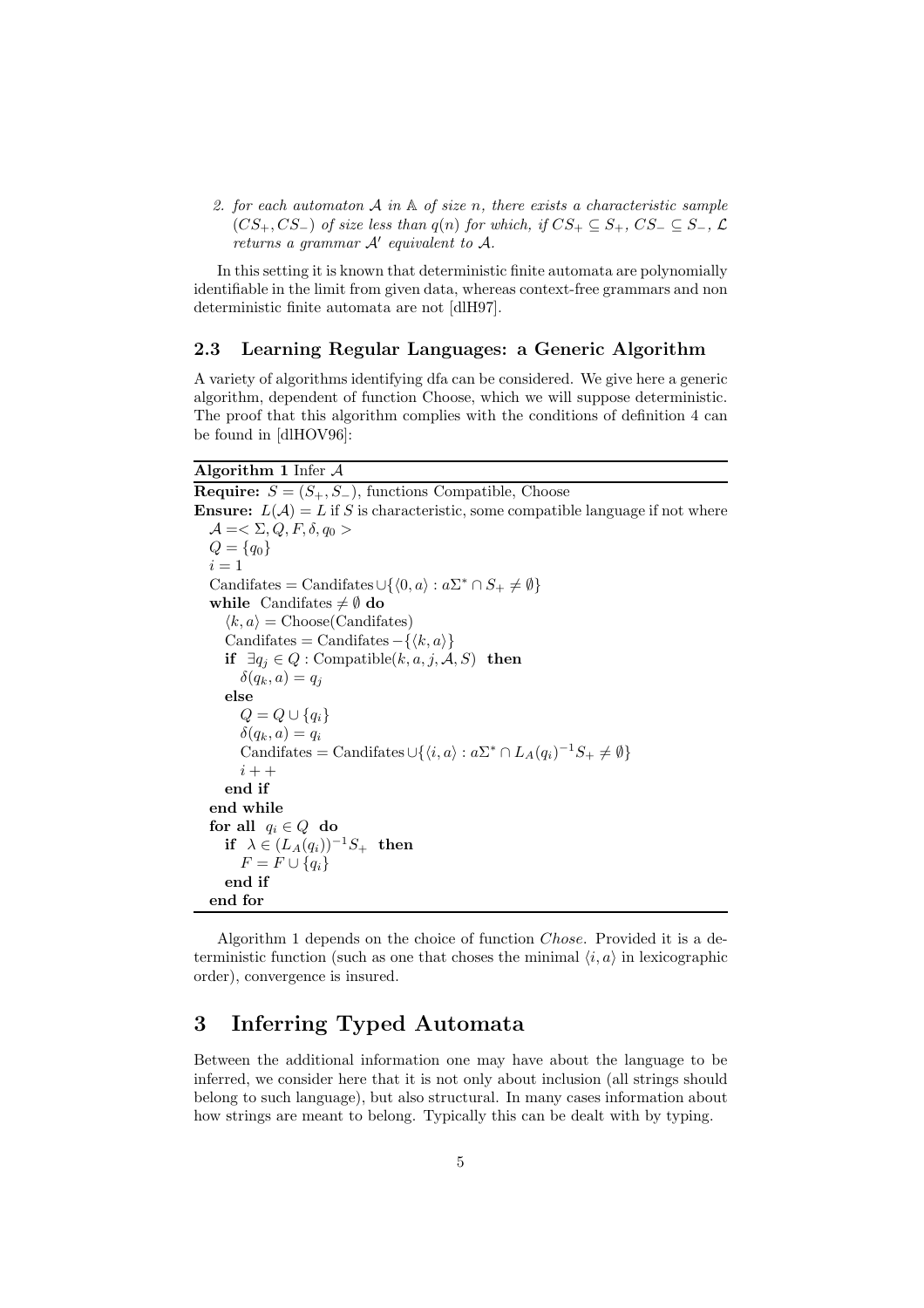2. *for each automaton $\mathcal{A}$ in $\mathbb{A}$ of size $n$, there exists a characteristic sample $(CS_+, CS_-)$ of size less than $q(n)$ for which, if $CS_+ \subseteq S_+$, $CS_- \subseteq S_-$, $\mathcal{L}$ returns a grammar $\mathcal{A}'$ equivalent to $\mathcal{A}$.*

In this setting it is known that deterministic finite automata are polynomially identifiable in the limit from given data, whereas context-free grammars and non deterministic finite automata are not [dlH97].

### 2.3 Learning Regular Languages: a Generic Algorithm

A variety of algorithms identifying dfa can be considered. We give here a generic algorithm, dependent of function Choose, which we will suppose deterministic. The proof that this algorithm complies with the conditions of definition 4 can be found in [dlHOV96]:

**Algorithm 1** Infer $\mathcal{A}$

**Require:** $S = (S_+, S_-)$, functions Compatible, Choose
**Ensure:** $L(\mathcal{A}) = L$ if $S$ is characteristic, some compatible language if not where

```
A =< Σ, Q, F, δ, q0 >
Q = {q0}
i = 1
Candifates = Candifates ∪ {⟨0, a⟩ : aΣ* ∩ S+ ≠ ∅}
while Candifates ≠ ∅ do
  ⟨k, a⟩ = Choose(Candifates)
  Candifates = Candifates − {⟨k, a⟩}
  if ∃qj ∈ Q : Compatible(k, a, j, A, S) then
    δ(qk, a) = qj
  else
    Q = Q ∪ {qi}
    δ(qk, a) = qi
    Candifates = Candifates ∪ {⟨i, a⟩ : aΣ* ∩ L_A(qi)^{-1} S+ ≠ ∅}
    i++
  end if
end while
for all qi ∈ Q do
  if λ ∈ (L_A(qi))^{-1} S+ then
    F = F ∪ {qi}
  end if
end for
```

Algorithm 1 depends on the choice of function *Chose*. Provided it is a deterministic function (such as one that choses the minimal $\langle i, a \rangle$ in lexicographic order), convergence is insured.

# 3 Inferring Typed Automata

Between the additional information one may have about the language to be inferred, we consider here that it is not only about inclusion (all strings should belong to such language), but also structural. In many cases information about how strings are meant to belong. Typically this can be dealt with by typing.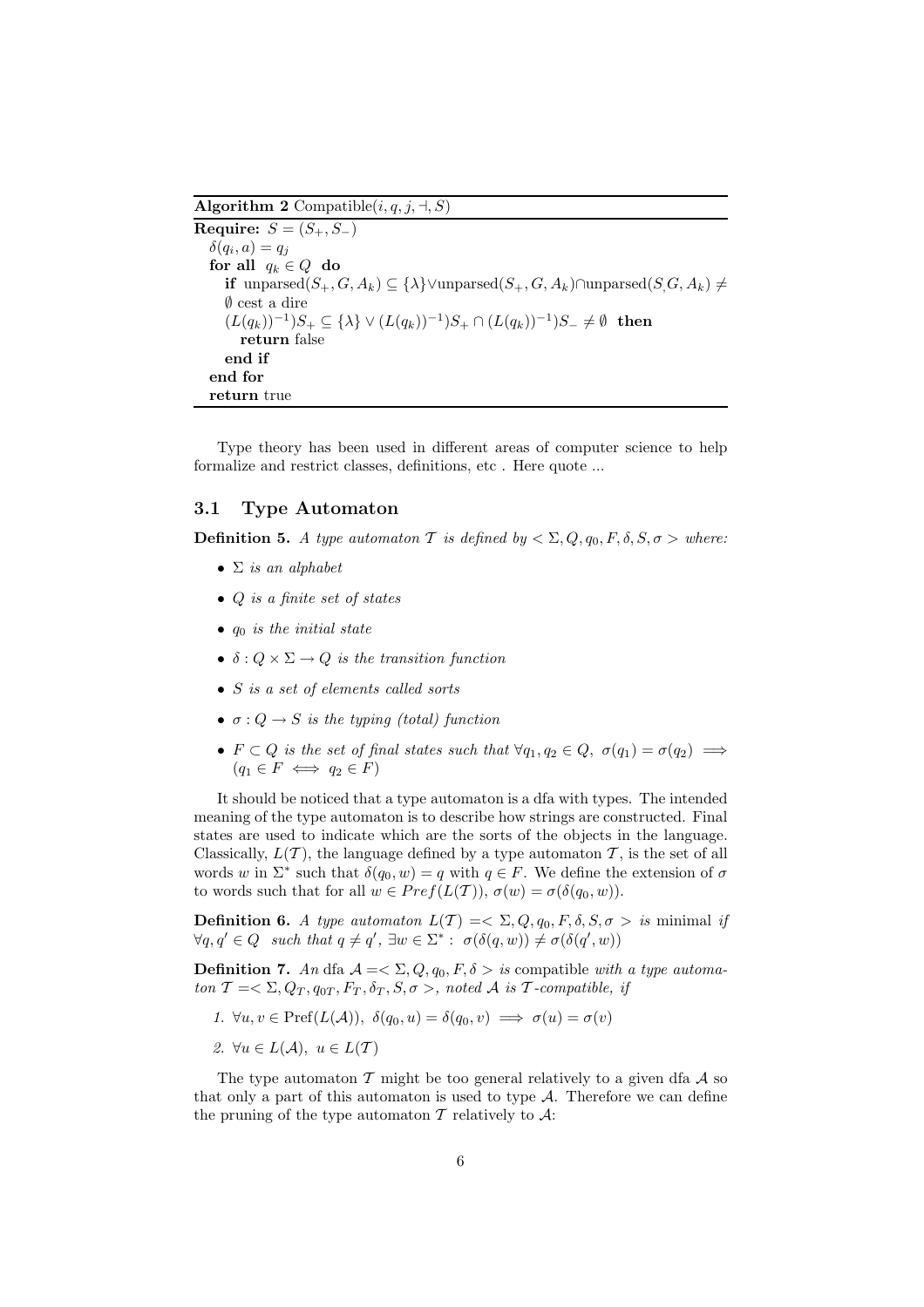**Algorithm 2** Compatible($i, q, j, \dashv, S$)

**Require:** $S = (S_+, S_-)$
  $\delta(q_i, a) = q_j$
  **for all** $q_k \in Q$ **do**
    **if** $\text{unparsed}(S_+, G, A_k) \subseteq \{\lambda\} \vee \text{unparsed}(S_+, G, A_k) \cap \text{unparsed}(S, G, A_k) \neq \emptyset$ cest a dire
    $(L(q_k))^{-1})S_+ \subseteq \{\lambda\} \vee (L(q_k))^{-1})S_+ \cap (L(q_k))^{-1})S_- \neq \emptyset$ **then**
      **return** false
    **end if**
  **end for**
  **return** true

Type theory has been used in different areas of computer science to help formalize and restrict classes, definitions, etc . Here quote ...

### 3.1 Type Automaton

**Definition 5.** *A type automaton $\mathcal{T}$ is defined by $< \Sigma, Q, q_0, F, \delta, S, \sigma >$ where:*

- *$\Sigma$ is an alphabet*
- *$Q$ is a finite set of states*
- *$q_0$ is the initial state*
- *$\delta : Q \times \Sigma \rightarrow Q$ is the transition function*
- *$S$ is a set of elements called sorts*
- *$\sigma : Q \rightarrow S$ is the typing (total) function*
- *$F \subset Q$ is the set of final states such that $\forall q_1, q_2 \in Q,\ \sigma(q_1) = \sigma(q_2) \implies (q_1 \in F \iff q_2 \in F)$*

It should be noticed that a type automaton is a dfa with types. The intended meaning of the type automaton is to describe how strings are constructed. Final states are used to indicate which are the sorts of the objects in the language. Classically, $L(\mathcal{T})$, the language defined by a type automaton $\mathcal{T}$, is the set of all words $w$ in $\Sigma^*$ such that $\delta(q_0, w) = q$ with $q \in F$. We define the extension of $\sigma$ to words such that for all $w \in Pref(L(\mathcal{T}))$, $\sigma(w) = \sigma(\delta(q_0, w))$.

**Definition 6.** *A type automaton $L(\mathcal{T}) =< \Sigma, Q, q_0, F, \delta, S, \sigma >$ is* minimal *if $\forall q, q' \in Q$ such that $q \neq q'$, $\exists w \in \Sigma^* :\ \sigma(\delta(q, w)) \neq \sigma(\delta(q', w))$*

**Definition 7.** *An* dfa *$\mathcal{A} =< \Sigma, Q, q_0, F, \delta >$ is* compatible *with a type automaton $\mathcal{T} =< \Sigma, Q_T, q_{0T}, F_T, \delta_T, S, \sigma >$, noted $\mathcal{A}$ is $\mathcal{T}$-compatible, if*

1. *$\forall u, v \in \text{Pref}(L(\mathcal{A})),\ \delta(q_0, u) = \delta(q_0, v) \implies \sigma(u) = \sigma(v)$*
2. *$\forall u \in L(\mathcal{A}),\ u \in L(\mathcal{T})$*

The type automaton $\mathcal{T}$ might be too general relatively to a given dfa $\mathcal{A}$ so that only a part of this automaton is used to type $\mathcal{A}$. Therefore we can define the pruning of the type automaton $\mathcal{T}$ relatively to $\mathcal{A}$: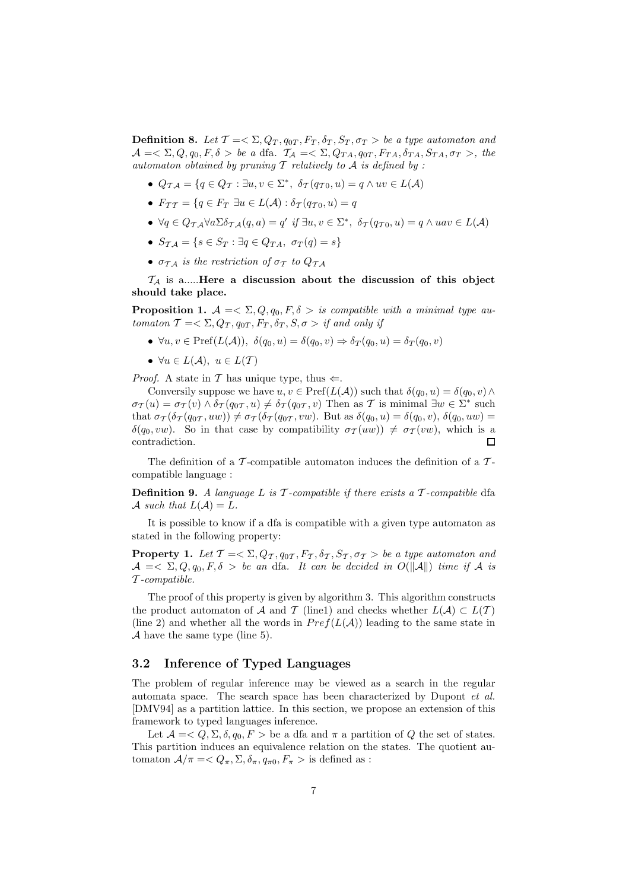**Definition 8.** *Let $\mathcal{T} =< \Sigma, Q_T, q_{0T}, F_T, \delta_T, S_T, \sigma_T >$ be a type automaton and $\mathcal{A} =< \Sigma, Q, q_0, F, \delta >$ be a* dfa. *$\mathcal{T}_\mathcal{A} =< \Sigma, Q_{TA}, q_{0T}, F_{TA}, \delta_{TA}, S_{TA}, \sigma_T >$, the automaton obtained by pruning $\mathcal{T}$ relatively to $\mathcal{A}$ is defined by :*

- $Q_{\mathcal{T}\mathcal{A}} = \{q \in Q_\mathcal{T} : \exists u, v \in \Sigma^*,\ \delta_\mathcal{T}(q_{\mathcal{T}0}, u) = q \wedge uv \in L(\mathcal{A})$
- $F_{\mathcal{T}\mathcal{T}} = \{q \in F_T\ \exists u \in L(\mathcal{A}) : \delta_\mathcal{T}(q_{\mathcal{T}0}, u) = q$
- $\forall q \in Q_{\mathcal{T}\mathcal{A}} \forall a \Sigma \delta_{\mathcal{T}\mathcal{A}}(q, a) = q'$ *if* $\exists u, v \in \Sigma^*,\ \delta_\mathcal{T}(q_{\mathcal{T}0}, u) = q \wedge uav \in L(\mathcal{A})$
- $S_{\mathcal{T}\mathcal{A}} = \{s \in S_T : \exists q \in Q_{TA},\ \sigma_T(q) = s\}$
- *$\sigma_{\mathcal{T}\mathcal{A}}$ is the restriction of $\sigma_\mathcal{T}$ to $Q_{\mathcal{T}\mathcal{A}}$*

$\mathcal{T}_\mathcal{A}$ is a.....**Here a discussion about the discussion of this object should take place.**

**Proposition 1.** *$\mathcal{A} =< \Sigma, Q, q_0, F, \delta >$ is compatible with a minimal type automaton $\mathcal{T} =< \Sigma, Q_T, q_{0T}, F_T, \delta_T, S, \sigma >$ if and only if*

- $\forall u, v \in \mathrm{Pref}(L(\mathcal{A})),\ \delta(q_0, u) = \delta(q_0, v) \Rightarrow \delta_T(q_0, u) = \delta_T(q_0, v)$
- $\forall u \in L(\mathcal{A}),\ u \in L(\mathcal{T})$

*Proof.* A state in $\mathcal{T}$ has unique type, thus $\Leftarrow$.

Conversily suppose we have $u, v \in \mathrm{Pref}(L(\mathcal{A}))$ such that $\delta(q_0, u) = \delta(q_0, v) \wedge \sigma_\mathcal{T}(u) = \sigma_\mathcal{T}(v) \wedge \delta_\mathcal{T}(q_{0\mathcal{T}}, u) \neq \delta_\mathcal{T}(q_{0\mathcal{T}}, v)$ Then as $\mathcal{T}$ is minimal $\exists w \in \Sigma^*$ such that $\sigma_\mathcal{T}(\delta_\mathcal{T}(q_{0\mathcal{T}}, uw)) \neq \sigma_\mathcal{T}(\delta_\mathcal{T}(q_{0\mathcal{T}}, vw))$. But as $\delta(q_0, u) = \delta(q_0, v)$, $\delta(q_0, uw) = \delta(q_0, vw)$. So in that case by compatibility $\sigma_\mathcal{T}(uw)) \neq \sigma_\mathcal{T}(vw)$, which is a contradiction. ☐

The definition of a $\mathcal{T}$-compatible automaton induces the definition of a $\mathcal{T}$-compatible language :

**Definition 9.** *A language $L$ is $\mathcal{T}$-compatible if there exists a $\mathcal{T}$-compatible* dfa *$\mathcal{A}$ such that $L(\mathcal{A}) = L$.*

It is possible to know if a dfa is compatible with a given type automaton as stated in the following property:

**Property 1.** *Let $\mathcal{T} =< \Sigma, Q_\mathcal{T}, q_{0\mathcal{T}}, F_\mathcal{T}, \delta_\mathcal{T}, S_\mathcal{T}, \sigma_\mathcal{T} >$ be a type automaton and $\mathcal{A} =< \Sigma, Q, q_0, F, \delta >$ be an* dfa. *It can be decided in $O(\|\mathcal{A}\|)$ time if $\mathcal{A}$ is $\mathcal{T}$-compatible.*

The proof of this property is given by algorithm 3. This algorithm constructs the product automaton of $\mathcal{A}$ and $\mathcal{T}$ (line1) and checks whether $L(\mathcal{A}) \subset L(\mathcal{T})$ (line 2) and whether all the words in $Pref(L(\mathcal{A}))$ leading to the same state in $\mathcal{A}$ have the same type (line 5).

## 3.2 Inference of Typed Languages

The problem of regular inference may be viewed as a search in the regular automata space. The search space has been characterized by Dupont *et al.* [DMV94] as a partition lattice. In this section, we propose an extension of this framework to typed languages inference.

Let $\mathcal{A} =< Q, \Sigma, \delta, q_0, F >$ be a dfa and $\pi$ a partition of $Q$ the set of states. This partition induces an equivalence relation on the states. The quotient automaton $\mathcal{A}/\pi =< Q_\pi, \Sigma, \delta_\pi, q_{\pi 0}, F_\pi >$ is defined as :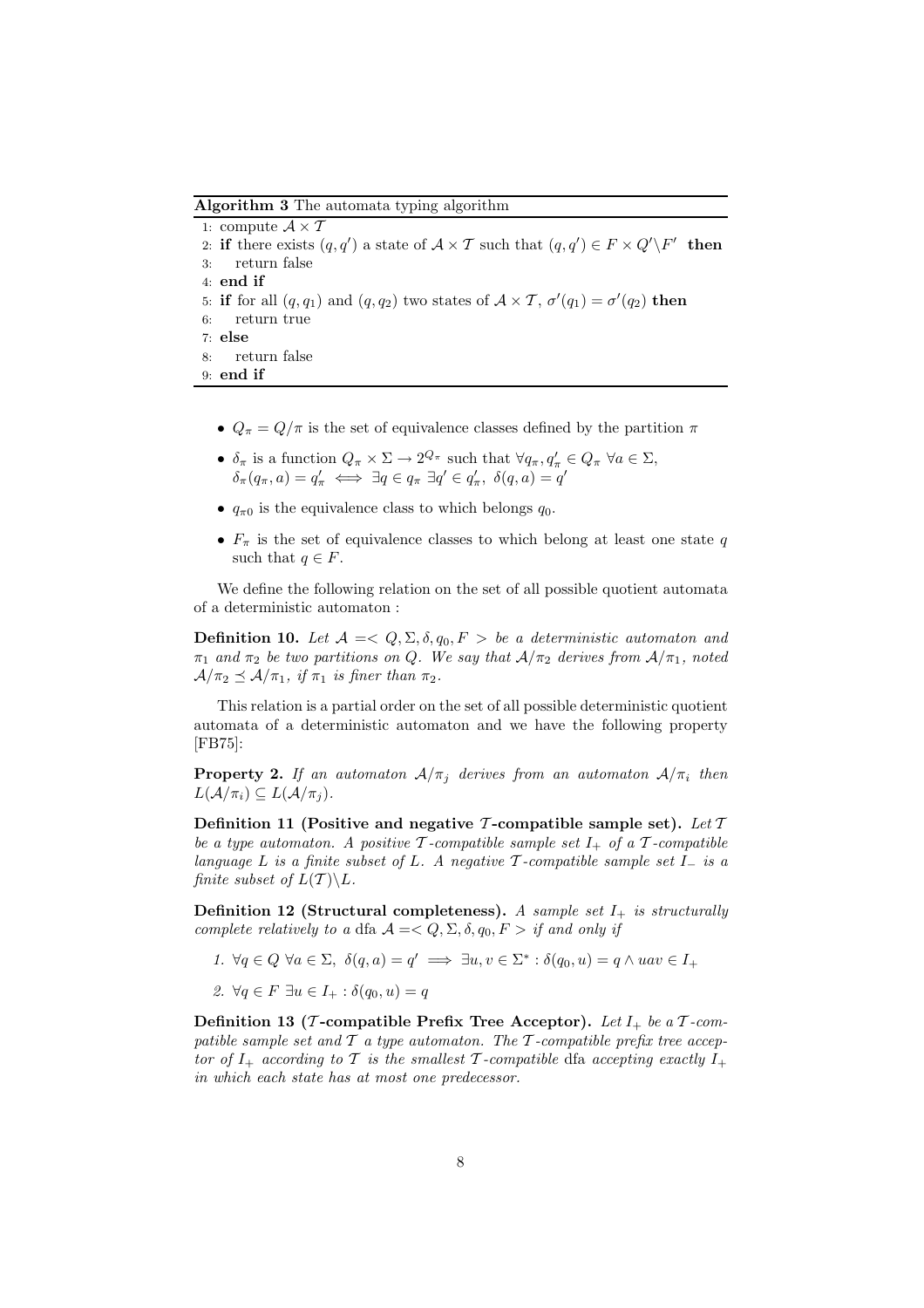**Algorithm 3** The automata typing algorithm

```
1: compute A × T
2: if there exists (q, q') a state of A × T such that (q, q') ∈ F × Q'\F' then
3:    return false
4: end if
5: if for all (q, q1) and (q, q2) two states of A × T, σ'(q1) = σ'(q2) then
6:    return true
7: else
8:    return false
9: end if
```

- $Q_\pi = Q/\pi$ is the set of equivalence classes defined by the partition $\pi$
- $\delta_\pi$ is a function $Q_\pi \times \Sigma \rightarrow 2^{Q_\pi}$ such that $\forall q_\pi, q'_\pi \in Q_\pi \ \forall a \in \Sigma$, $\delta_\pi(q_\pi, a) = q'_\pi \iff \exists q \in q_\pi \ \exists q' \in q'_\pi, \ \delta(q, a) = q'$
- $q_{\pi 0}$ is the equivalence class to which belongs $q_0$.
- $F_\pi$ is the set of equivalence classes to which belong at least one state $q$ such that $q \in F$.

We define the following relation on the set of all possible quotient automata of a deterministic automaton :

**Definition 10.** *Let $\mathcal{A} =< Q, \Sigma, \delta, q_0, F >$ be a deterministic automaton and $\pi_1$ and $\pi_2$ be two partitions on $Q$. We say that $\mathcal{A}/\pi_2$ derives from $\mathcal{A}/\pi_1$, noted $\mathcal{A}/\pi_2 \preceq \mathcal{A}/\pi_1$, if $\pi_1$ is finer than $\pi_2$.*

This relation is a partial order on the set of all possible deterministic quotient automata of a deterministic automaton and we have the following property [FB75]:

**Property 2.** *If an automaton $\mathcal{A}/\pi_j$ derives from an automaton $\mathcal{A}/\pi_i$ then $L(\mathcal{A}/\pi_i) \subseteq L(\mathcal{A}/\pi_j)$.*

**Definition 11 (Positive and negative $\mathcal{T}$-compatible sample set).** *Let $\mathcal{T}$ be a type automaton. A positive $\mathcal{T}$-compatible sample set $I_+$ of a $\mathcal{T}$-compatible language $L$ is a finite subset of $L$. A negative $\mathcal{T}$-compatible sample set $I_-$ is a finite subset of $L(\mathcal{T})\backslash L$.*

**Definition 12 (Structural completeness).** *A sample set $I_+$ is structurally complete relatively to a* dfa *$\mathcal{A} =< Q, \Sigma, \delta, q_0, F >$ if and only if*

1. *$\forall q \in Q \ \forall a \in \Sigma, \ \delta(q, a) = q' \implies \exists u, v \in \Sigma^* : \delta(q_0, u) = q \wedge uav \in I_+$*
2. *$\forall q \in F \ \exists u \in I_+ : \delta(q_0, u) = q$*

**Definition 13 ($\mathcal{T}$-compatible Prefix Tree Acceptor).** *Let $I_+$ be a $\mathcal{T}$-compatible sample set and $\mathcal{T}$ a type automaton. The $\mathcal{T}$-compatible prefix tree acceptor of $I_+$ according to $\mathcal{T}$ is the smallest $\mathcal{T}$-compatible* dfa *accepting exactly $I_+$ in which each state has at most one predecessor.*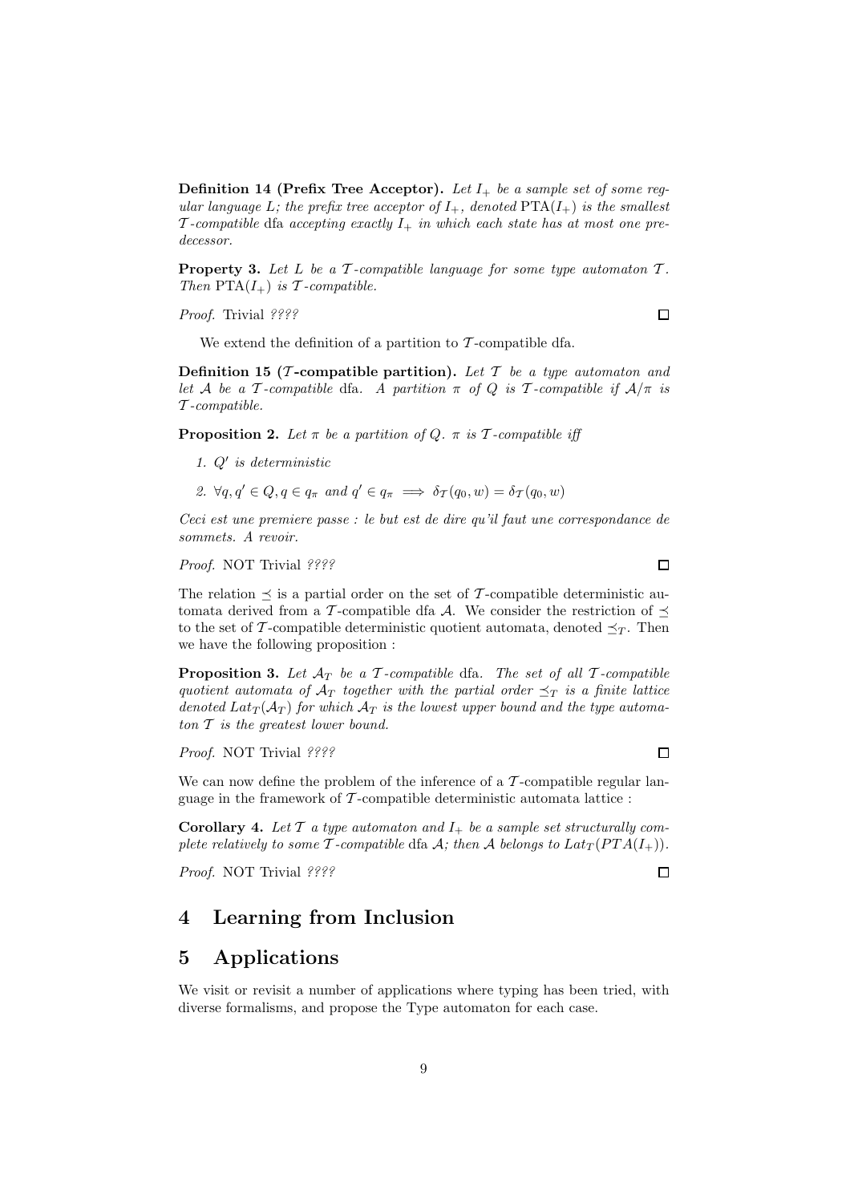**Definition 14 (Prefix Tree Acceptor).** *Let $I_+$ be a sample set of some regular language $L$; the prefix tree acceptor of $I_+$, denoted $\text{PTA}(I_+)$ is the smallest $\mathcal{T}$-compatible* dfa *accepting exactly $I_+$ in which each state has at most one predecessor.*

**Property 3.** *Let $L$ be a $\mathcal{T}$-compatible language for some type automaton $\mathcal{T}$. Then $\text{PTA}(I_+)$ is $\mathcal{T}$-compatible.*

*Proof.* Trivial *????* □

We extend the definition of a partition to $\mathcal{T}$-compatible dfa.

**Definition 15 ($\mathcal{T}$-compatible partition).** *Let $\mathcal{T}$ be a type automaton and let $\mathcal{A}$ be a $\mathcal{T}$-compatible* dfa*. A partition $\pi$ of $Q$ is $\mathcal{T}$-compatible if $\mathcal{A}/\pi$ is $\mathcal{T}$-compatible.*

**Proposition 2.** *Let $\pi$ be a partition of $Q$. $\pi$ is $\mathcal{T}$-compatible iff*

1. *$Q'$ is deterministic*
2. *$\forall q, q' \in Q, q \in q_\pi$ and $q' \in q_\pi \implies \delta_{\mathcal{T}}(q_0, w) = \delta_{\mathcal{T}}(q_0, w)$*

*Ceci est une premiere passe : le but est de dire qu'il faut une correspondance de sommets. A revoir.*

*Proof.* NOT Trivial *????* □

The relation $\preceq$ is a partial order on the set of $\mathcal{T}$-compatible deterministic automata derived from a $\mathcal{T}$-compatible dfa $\mathcal{A}$. We consider the restriction of $\preceq$ to the set of $\mathcal{T}$-compatible deterministic quotient automata, denoted $\preceq_T$. Then we have the following proposition :

**Proposition 3.** *Let $\mathcal{A}_T$ be a $\mathcal{T}$-compatible* dfa*. The set of all $\mathcal{T}$-compatible quotient automata of $\mathcal{A}_T$ together with the partial order $\preceq_T$ is a finite lattice denoted $Lat_T(\mathcal{A}_T)$ for which $\mathcal{A}_T$ is the lowest upper bound and the type automaton $\mathcal{T}$ is the greatest lower bound.*

*Proof.* NOT Trivial *????* □

We can now define the problem of the inference of a $\mathcal{T}$-compatible regular language in the framework of $\mathcal{T}$-compatible deterministic automata lattice :

**Corollary 4.** *Let $\mathcal{T}$ a type automaton and $I_+$ be a sample set structurally complete relatively to some $\mathcal{T}$-compatible* dfa *$\mathcal{A}$; then $\mathcal{A}$ belongs to $Lat_T(PTA(I_+))$.*

*Proof.* NOT Trivial *????* □

# 4 Learning from Inclusion

# 5 Applications

We visit or revisit a number of applications where typing has been tried, with diverse formalisms, and propose the Type automaton for each case.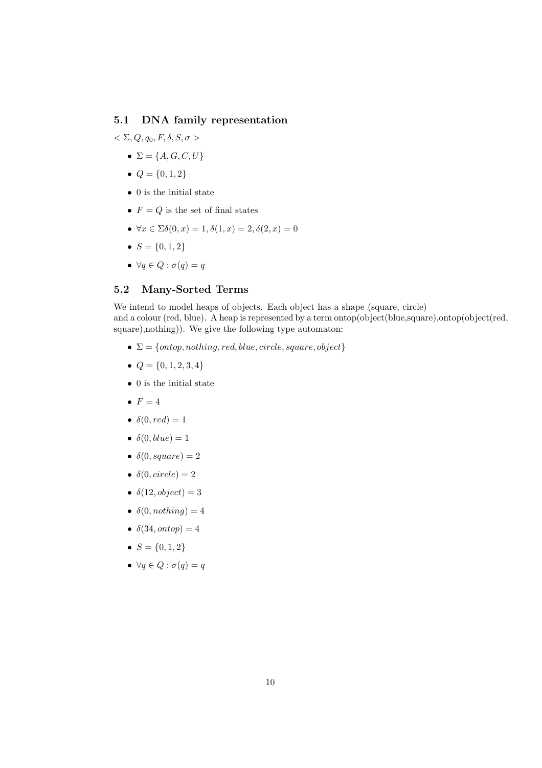### 5.1 DNA family representation

$< \Sigma, Q, q_0, F, \delta, S, \sigma >$

- $\Sigma = \{A, G, C, U\}$
- $Q = \{0, 1, 2\}$
- 0 is the initial state
- $F = Q$ is the set of final states
- $\forall x \in \Sigma \delta(0, x) = 1, \delta(1, x) = 2, \delta(2, x) = 0$
- $S = \{0, 1, 2\}$
- $\forall q \in Q : \sigma(q) = q$

### 5.2 Many-Sorted Terms

We intend to model heaps of objects. Each object has a shape (square, circle) and a colour (red, blue). A heap is represented by a term ontop(object(blue,square),ontop(object(red, square),nothing)). We give the following type automaton:

- $\Sigma = \{ontop, nothing, red, blue, circle, square, object\}$
- $Q = \{0, 1, 2, 3, 4\}$
- 0 is the initial state
- $F = 4$
- $\delta(0, red) = 1$
- $\delta(0, blue) = 1$
- $\delta(0, square) = 2$
- $\delta(0, circle) = 2$
- $\delta(12, object) = 3$
- $\delta(0, nothing) = 4$
- $\delta(34, ontop) = 4$
- $S = \{0, 1, 2\}$
- $\forall q \in Q : \sigma(q) = q$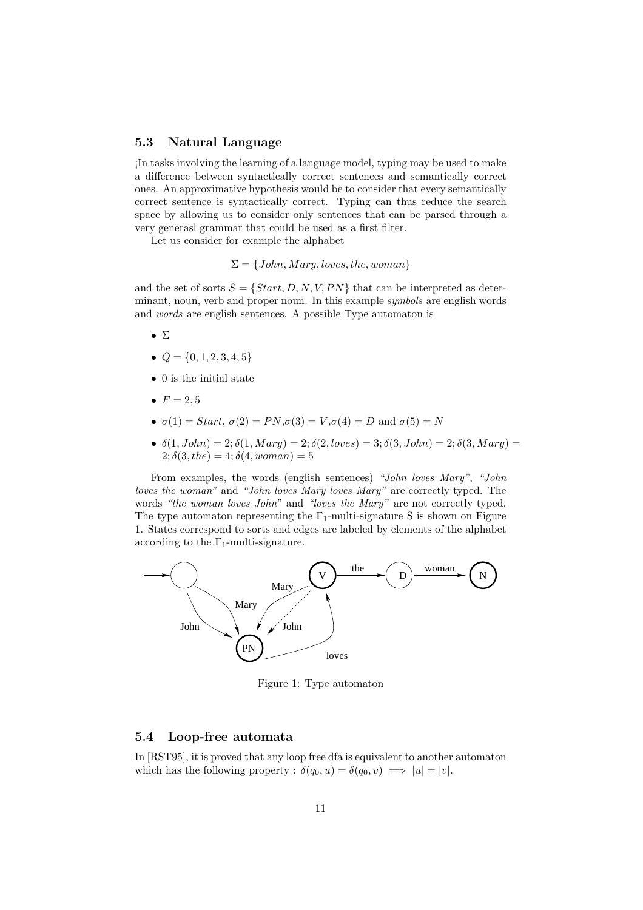### 5.3 Natural Language

¡In tasks involving the learning of a language model, typing may be used to make a difference between syntactically correct sentences and semantically correct ones. An approximative hypothesis would be to consider that every semantically correct sentence is syntactically correct. Typing can thus reduce the search space by allowing us to consider only sentences that can be parsed through a very generasl grammar that could be used as a first filter.

Let us consider for example the alphabet

$$\Sigma = \{John, Mary, loves, the, woman\}$$

and the set of sorts $S = \{Start, D, N, V, PN\}$ that can be interpreted as determinant, noun, verb and proper noun. In this example *symbols* are english words and *words* are english sentences. A possible Type automaton is

- $\Sigma$
- $Q = \{0, 1, 2, 3, 4, 5\}$
- 0 is the initial state
- $F = 2, 5$
- $\sigma(1) = Start$, $\sigma(2) = PN$,$\sigma(3) = V$,$\sigma(4) = D$ and $\sigma(5) = N$
- $\delta(1, John) = 2; \delta(1, Mary) = 2; \delta(2, loves) = 3; \delta(3, John) = 2; \delta(3, Mary) = 2; \delta(3, the) = 4; \delta(4, woman) = 5$

From examples, the words (english sentences) *"John loves Mary"*, *"John loves the woman"* and *"John loves Mary loves Mary"* are correctly typed. The words *"the woman loves John"* and *"loves the Mary"* are not correctly typed. The type automaton representing the $\Gamma_1$-multi-signature S is shown on Figure 1. States correspond to sorts and edges are labeled by elements of the alphabet according to the $\Gamma_1$-multi-signature.

Figure 1: Type automaton

### 5.4 Loop-free automata

In [RST95], it is proved that any loop free dfa is equivalent to another automaton which has the following property : $\delta(q_0, u) = \delta(q_0, v) \implies |u| = |v|$.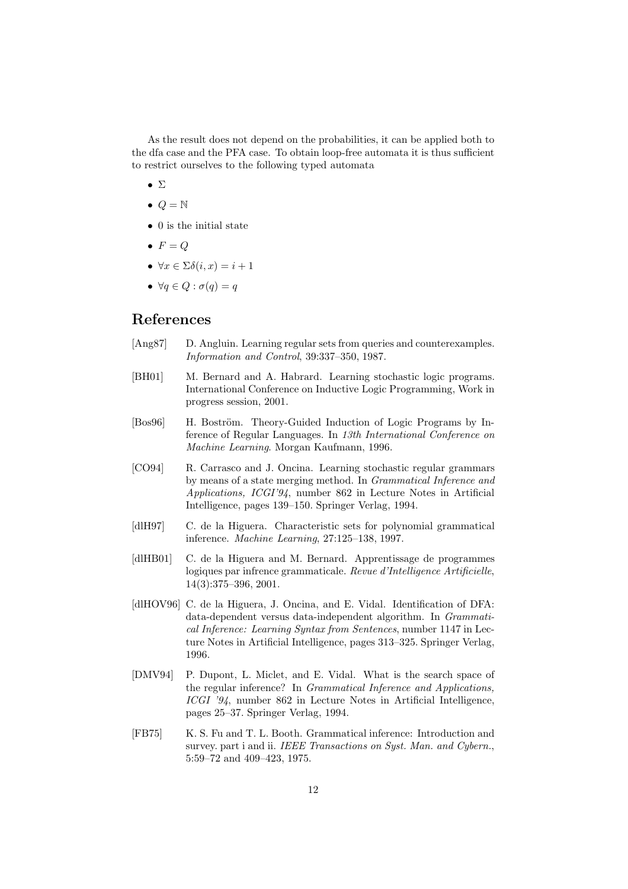As the result does not depend on the probabilities, it can be applied both to the dfa case and the PFA case. To obtain loop-free automata it is thus sufficient to restrict ourselves to the following typed automata

- $\Sigma$
- $Q = \mathbb{N}$
- 0 is the initial state
- $F = Q$
- $\forall x \in \Sigma \delta(i, x) = i + 1$
- $\forall q \in Q : \sigma(q) = q$

## References

[Ang87] D. Angluin. Learning regular sets from queries and counterexamples. *Information and Control*, 39:337–350, 1987.

[BH01] M. Bernard and A. Habrard. Learning stochastic logic programs. International Conference on Inductive Logic Programming, Work in progress session, 2001.

[Bos96] H. Boström. Theory-Guided Induction of Logic Programs by Inference of Regular Languages. In *13th International Conference on Machine Learning*. Morgan Kaufmann, 1996.

[CO94] R. Carrasco and J. Oncina. Learning stochastic regular grammars by means of a state merging method. In *Grammatical Inference and Applications, ICGI'94*, number 862 in Lecture Notes in Artificial Intelligence, pages 139–150. Springer Verlag, 1994.

[dlH97] C. de la Higuera. Characteristic sets for polynomial grammatical inference. *Machine Learning*, 27:125–138, 1997.

[dlHB01] C. de la Higuera and M. Bernard. Apprentissage de programmes logiques par infrence grammaticale. *Revue d'Intelligence Artificielle*, 14(3):375–396, 2001.

[dlHOV96] C. de la Higuera, J. Oncina, and E. Vidal. Identification of DFA: data-dependent versus data-independent algorithm. In *Grammatical Inference: Learning Syntax from Sentences*, number 1147 in Lecture Notes in Artificial Intelligence, pages 313–325. Springer Verlag, 1996.

[DMV94] P. Dupont, L. Miclet, and E. Vidal. What is the search space of the regular inference? In *Grammatical Inference and Applications, ICGI '94*, number 862 in Lecture Notes in Artificial Intelligence, pages 25–37. Springer Verlag, 1994.

[FB75] K. S. Fu and T. L. Booth. Grammatical inference: Introduction and survey. part i and ii. *IEEE Transactions on Syst. Man. and Cybern.*, 5:59–72 and 409–423, 1975.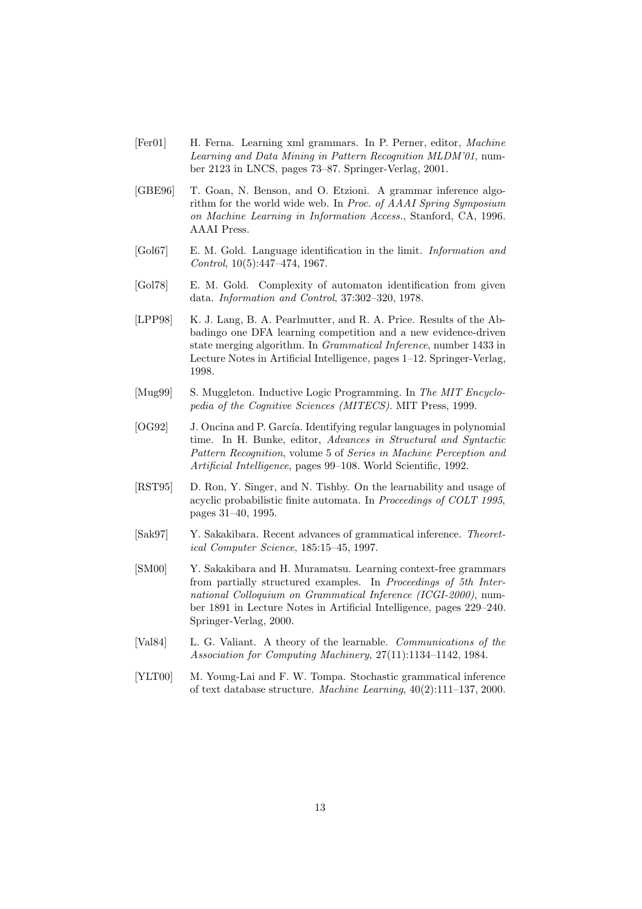[Fer01] H. Ferna. Learning xml grammars. In P. Perner, editor, *Machine Learning and Data Mining in Pattern Recognition MLDM'01*, number 2123 in LNCS, pages 73–87. Springer-Verlag, 2001.

[GBE96] T. Goan, N. Benson, and O. Etzioni. A grammar inference algorithm for the world wide web. In *Proc. of AAAI Spring Symposium on Machine Learning in Information Access.*, Stanford, CA, 1996. AAAI Press.

[Gol67] E. M. Gold. Language identification in the limit. *Information and Control*, 10(5):447–474, 1967.

[Gol78] E. M. Gold. Complexity of automaton identification from given data. *Information and Control*, 37:302–320, 1978.

[LPP98] K. J. Lang, B. A. Pearlmutter, and R. A. Price. Results of the Abbadingo one DFA learning competition and a new evidence-driven state merging algorithm. In *Grammatical Inference*, number 1433 in Lecture Notes in Artificial Intelligence, pages 1–12. Springer-Verlag, 1998.

[Mug99] S. Muggleton. Inductive Logic Programming. In *The MIT Encyclopedia of the Cognitive Sciences (MITECS)*. MIT Press, 1999.

[OG92] J. Oncina and P. García. Identifying regular languages in polynomial time. In H. Bunke, editor, *Advances in Structural and Syntactic Pattern Recognition*, volume 5 of *Series in Machine Perception and Artificial Intelligence*, pages 99–108. World Scientific, 1992.

[RST95] D. Ron, Y. Singer, and N. Tishby. On the learnability and usage of acyclic probabilistic finite automata. In *Proceedings of COLT 1995*, pages 31–40, 1995.

[Sak97] Y. Sakakibara. Recent advances of grammatical inference. *Theoretical Computer Science*, 185:15–45, 1997.

[SM00] Y. Sakakibara and H. Muramatsu. Learning context-free grammars from partially structured examples. In *Proceedings of 5th International Colloquium on Grammatical Inference (ICGI-2000)*, number 1891 in Lecture Notes in Artificial Intelligence, pages 229–240. Springer-Verlag, 2000.

[Val84] L. G. Valiant. A theory of the learnable. *Communications of the Association for Computing Machinery*, 27(11):1134–1142, 1984.

[YLT00] M. Young-Lai and F. W. Tompa. Stochastic grammatical inference of text database structure. *Machine Learning*, 40(2):111–137, 2000.